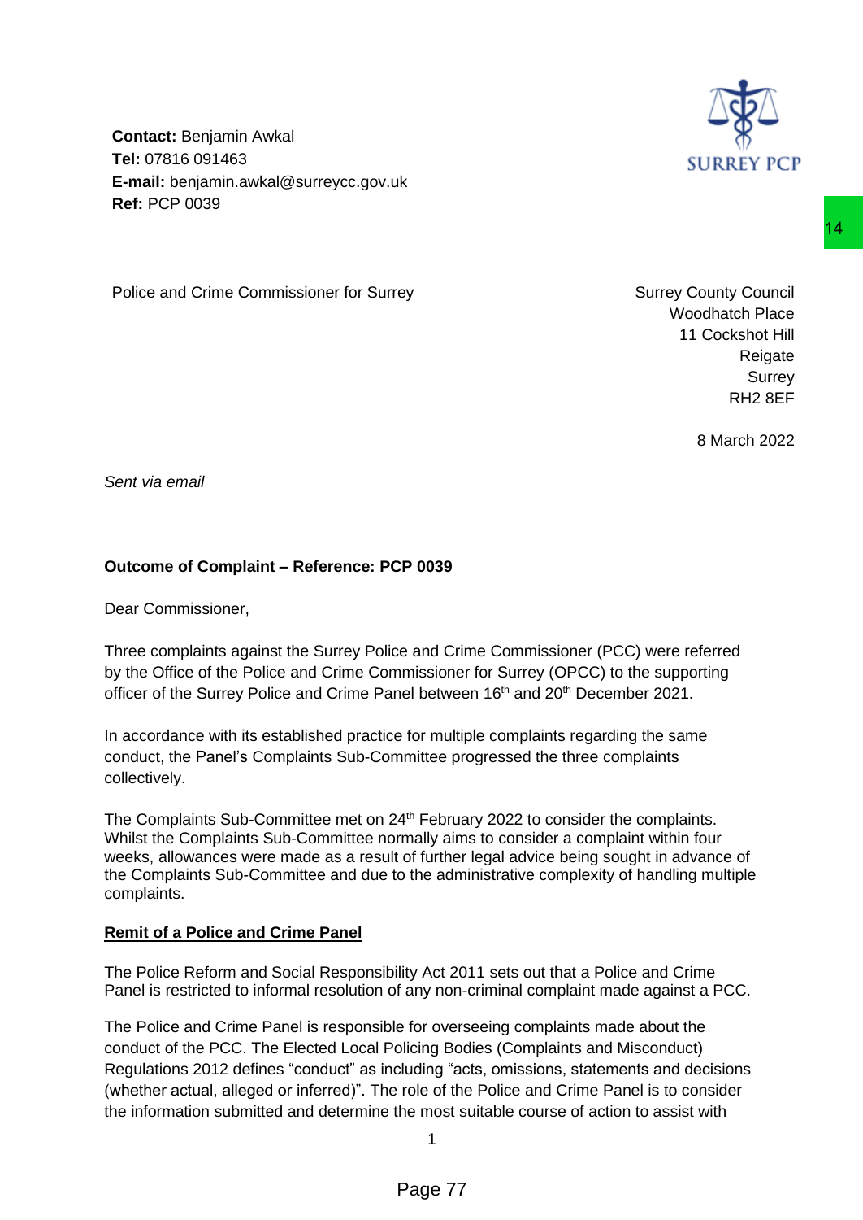**Contact:** Benjamin Awkal
**Tel:** 07816 091463
**E-mail:** benjamin.awkal@surreycc.gov.uk
**Ref:** PCP 0039

SURREY PCP

Police and Crime Commissioner for Surrey

Surrey County Council
Woodhatch Place
11 Cockshot Hill
Reigate
Surrey
RH2 8EF

8 March 2022

*Sent via email*

**Outcome of Complaint – Reference: PCP 0039**

Dear Commissioner,

Three complaints against the Surrey Police and Crime Commissioner (PCC) were referred by the Office of the Police and Crime Commissioner for Surrey (OPCC) to the supporting officer of the Surrey Police and Crime Panel between 16th and 20th December 2021.

In accordance with its established practice for multiple complaints regarding the same conduct, the Panel's Complaints Sub-Committee progressed the three complaints collectively.

The Complaints Sub-Committee met on 24th February 2022 to consider the complaints. Whilst the Complaints Sub-Committee normally aims to consider a complaint within four weeks, allowances were made as a result of further legal advice being sought in advance of the Complaints Sub-Committee and due to the administrative complexity of handling multiple complaints.

## Remit of a Police and Crime Panel

The Police Reform and Social Responsibility Act 2011 sets out that a Police and Crime Panel is restricted to informal resolution of any non-criminal complaint made against a PCC.

The Police and Crime Panel is responsible for overseeing complaints made about the conduct of the PCC. The Elected Local Policing Bodies (Complaints and Misconduct) Regulations 2012 defines "conduct" as including "acts, omissions, statements and decisions (whether actual, alleged or inferred)". The role of the Police and Crime Panel is to consider the information submitted and determine the most suitable course of action to assist with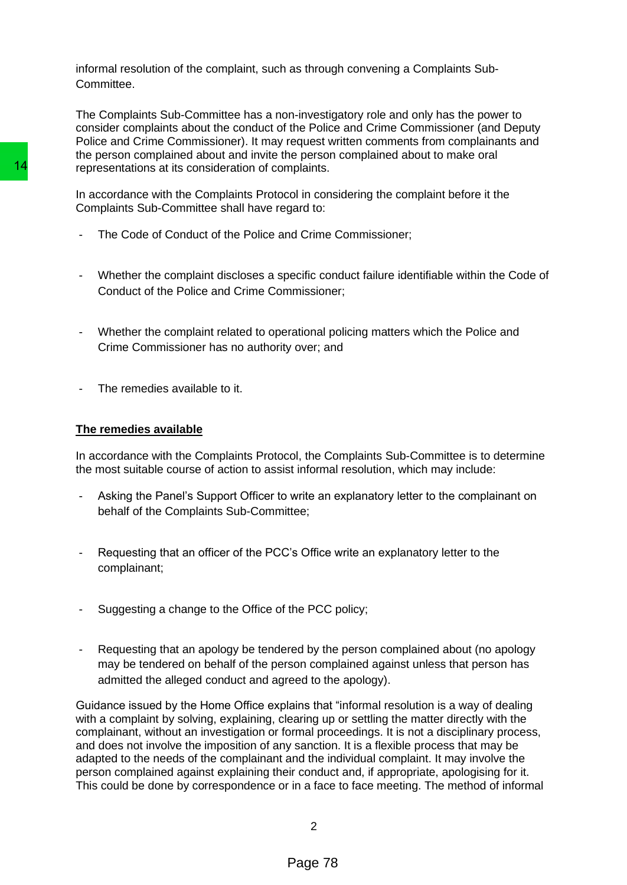informal resolution of the complaint, such as through convening a Complaints Sub-Committee.

The Complaints Sub-Committee has a non-investigatory role and only has the power to consider complaints about the conduct of the Police and Crime Commissioner (and Deputy Police and Crime Commissioner). It may request written comments from complainants and the person complained about and invite the person complained about to make oral representations at its consideration of complaints.

In accordance with the Complaints Protocol in considering the complaint before it the Complaints Sub-Committee shall have regard to:

- The Code of Conduct of the Police and Crime Commissioner;
- Whether the complaint discloses a specific conduct failure identifiable within the Code of Conduct of the Police and Crime Commissioner;
- Whether the complaint related to operational policing matters which the Police and Crime Commissioner has no authority over; and
- The remedies available to it.

**The remedies available**

In accordance with the Complaints Protocol, the Complaints Sub-Committee is to determine the most suitable course of action to assist informal resolution, which may include:

- Asking the Panel's Support Officer to write an explanatory letter to the complainant on behalf of the Complaints Sub-Committee;
- Requesting that an officer of the PCC's Office write an explanatory letter to the complainant;
- Suggesting a change to the Office of the PCC policy;
- Requesting that an apology be tendered by the person complained about (no apology may be tendered on behalf of the person complained against unless that person has admitted the alleged conduct and agreed to the apology).

Guidance issued by the Home Office explains that "informal resolution is a way of dealing with a complaint by solving, explaining, clearing up or settling the matter directly with the complainant, without an investigation or formal proceedings. It is not a disciplinary process, and does not involve the imposition of any sanction. It is a flexible process that may be adapted to the needs of the complainant and the individual complaint. It may involve the person complained against explaining their conduct and, if appropriate, apologising for it. This could be done by correspondence or in a face to face meeting. The method of informal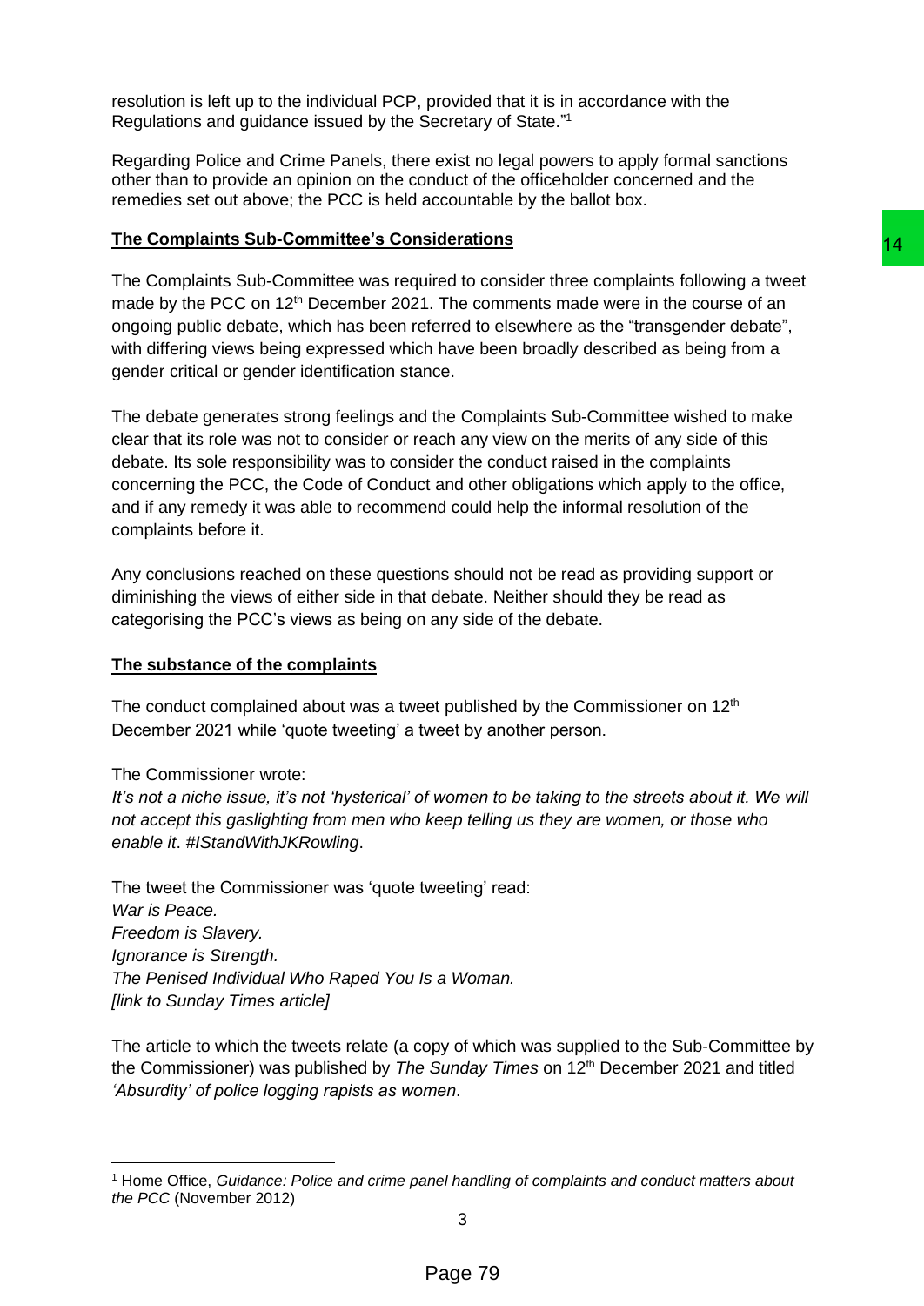resolution is left up to the individual PCP, provided that it is in accordance with the Regulations and guidance issued by the Secretary of State."[1]

Regarding Police and Crime Panels, there exist no legal powers to apply formal sanctions other than to provide an opinion on the conduct of the officeholder concerned and the remedies set out above; the PCC is held accountable by the ballot box.

**The Complaints Sub-Committee's Considerations**

The Complaints Sub-Committee was required to consider three complaints following a tweet made by the PCC on 12th December 2021. The comments made were in the course of an ongoing public debate, which has been referred to elsewhere as the "transgender debate", with differing views being expressed which have been broadly described as being from a gender critical or gender identification stance.

The debate generates strong feelings and the Complaints Sub-Committee wished to make clear that its role was not to consider or reach any view on the merits of any side of this debate. Its sole responsibility was to consider the conduct raised in the complaints concerning the PCC, the Code of Conduct and other obligations which apply to the office, and if any remedy it was able to recommend could help the informal resolution of the complaints before it.

Any conclusions reached on these questions should not be read as providing support or diminishing the views of either side in that debate. Neither should they be read as categorising the PCC's views as being on any side of the debate.

**The substance of the complaints**

The conduct complained about was a tweet published by the Commissioner on 12th December 2021 while 'quote tweeting' a tweet by another person.

The Commissioner wrote:
*It's not a niche issue, it's not 'hysterical' of women to be taking to the streets about it. We will not accept this gaslighting from men who keep telling us they are women, or those who enable it*. *#IStandWithJKRowling*.

The tweet the Commissioner was 'quote tweeting' read:
*War is Peace.*
*Freedom is Slavery.*
*Ignorance is Strength.*
*The Penised Individual Who Raped You Is a Woman.*
*[link to Sunday Times article]*

The article to which the tweets relate (a copy of which was supplied to the Sub-Committee by the Commissioner) was published by *The Sunday Times* on 12th December 2021 and titled *'Absurdity' of police logging rapists as women*.

[1] Home Office, *Guidance: Police and crime panel handling of complaints and conduct matters about the PCC* (November 2012)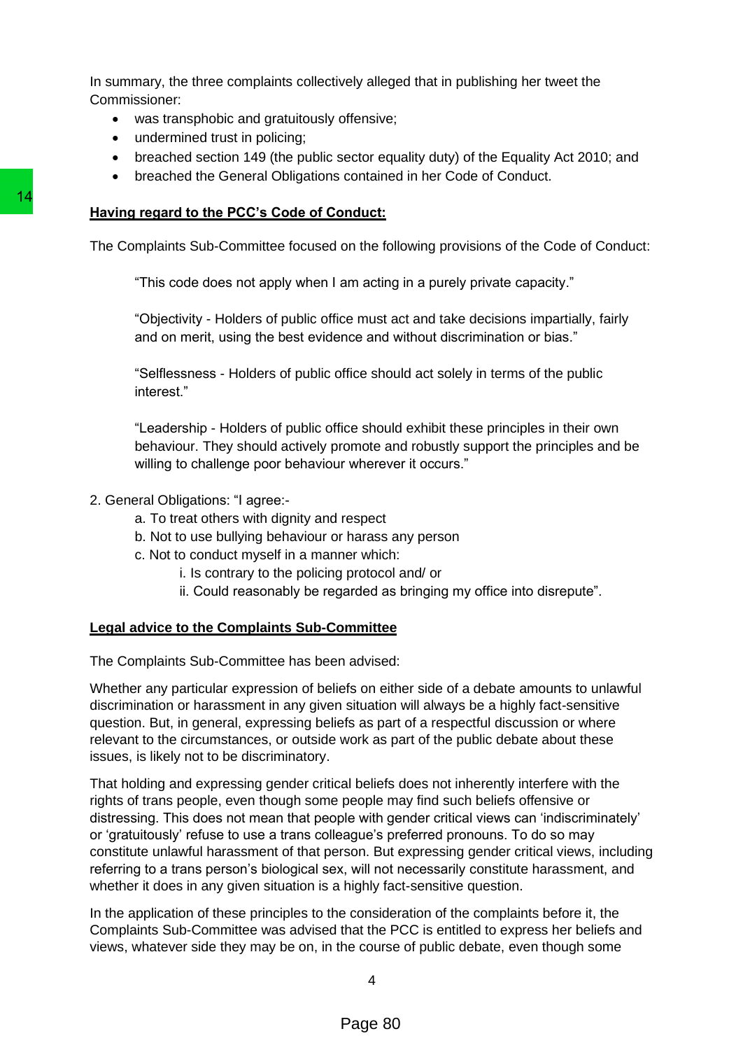In summary, the three complaints collectively alleged that in publishing her tweet the Commissioner:

- was transphobic and gratuitously offensive;
- undermined trust in policing;
- breached section 149 (the public sector equality duty) of the Equality Act 2010; and
- breached the General Obligations contained in her Code of Conduct.

**Having regard to the PCC's Code of Conduct:**

The Complaints Sub-Committee focused on the following provisions of the Code of Conduct:

> "This code does not apply when I am acting in a purely private capacity."
>
> "Objectivity - Holders of public office must act and take decisions impartially, fairly and on merit, using the best evidence and without discrimination or bias."
>
> "Selflessness - Holders of public office should act solely in terms of the public interest."
>
> "Leadership - Holders of public office should exhibit these principles in their own behaviour. They should actively promote and robustly support the principles and be willing to challenge poor behaviour wherever it occurs."

2. General Obligations: "I agree:-
   - a. To treat others with dignity and respect
   - b. Not to use bullying behaviour or harass any person
   - c. Not to conduct myself in a manner which:
     - i. Is contrary to the policing protocol and/ or
     - ii. Could reasonably be regarded as bringing my office into disrepute".

**Legal advice to the Complaints Sub-Committee**

The Complaints Sub-Committee has been advised:

Whether any particular expression of beliefs on either side of a debate amounts to unlawful discrimination or harassment in any given situation will always be a highly fact-sensitive question. But, in general, expressing beliefs as part of a respectful discussion or where relevant to the circumstances, or outside work as part of the public debate about these issues, is likely not to be discriminatory.

That holding and expressing gender critical beliefs does not inherently interfere with the rights of trans people, even though some people may find such beliefs offensive or distressing. This does not mean that people with gender critical views can 'indiscriminately' or 'gratuitously' refuse to use a trans colleague's preferred pronouns. To do so may constitute unlawful harassment of that person. But expressing gender critical views, including referring to a trans person's biological sex, will not necessarily constitute harassment, and whether it does in any given situation is a highly fact-sensitive question.

In the application of these principles to the consideration of the complaints before it, the Complaints Sub-Committee was advised that the PCC is entitled to express her beliefs and views, whatever side they may be on, in the course of public debate, even though some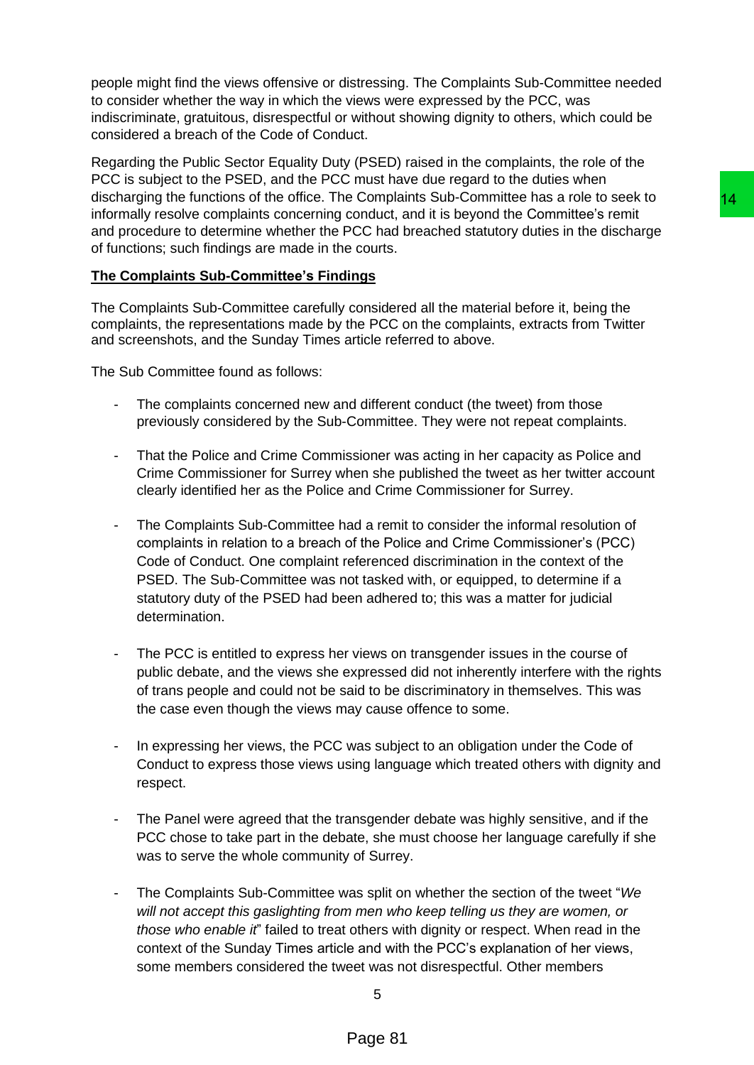people might find the views offensive or distressing. The Complaints Sub-Committee needed to consider whether the way in which the views were expressed by the PCC, was indiscriminate, gratuitous, disrespectful or without showing dignity to others, which could be considered a breach of the Code of Conduct.

Regarding the Public Sector Equality Duty (PSED) raised in the complaints, the role of the PCC is subject to the PSED, and the PCC must have due regard to the duties when discharging the functions of the office. The Complaints Sub-Committee has a role to seek to informally resolve complaints concerning conduct, and it is beyond the Committee's remit and procedure to determine whether the PCC had breached statutory duties in the discharge of functions; such findings are made in the courts.

**The Complaints Sub-Committee's Findings**

The Complaints Sub-Committee carefully considered all the material before it, being the complaints, the representations made by the PCC on the complaints, extracts from Twitter and screenshots, and the Sunday Times article referred to above.

The Sub Committee found as follows:

- The complaints concerned new and different conduct (the tweet) from those previously considered by the Sub-Committee. They were not repeat complaints.

- That the Police and Crime Commissioner was acting in her capacity as Police and Crime Commissioner for Surrey when she published the tweet as her twitter account clearly identified her as the Police and Crime Commissioner for Surrey.

- The Complaints Sub-Committee had a remit to consider the informal resolution of complaints in relation to a breach of the Police and Crime Commissioner's (PCC) Code of Conduct. One complaint referenced discrimination in the context of the PSED. The Sub-Committee was not tasked with, or equipped, to determine if a statutory duty of the PSED had been adhered to; this was a matter for judicial determination.

- The PCC is entitled to express her views on transgender issues in the course of public debate, and the views she expressed did not inherently interfere with the rights of trans people and could not be said to be discriminatory in themselves. This was the case even though the views may cause offence to some.

- In expressing her views, the PCC was subject to an obligation under the Code of Conduct to express those views using language which treated others with dignity and respect.

- The Panel were agreed that the transgender debate was highly sensitive, and if the PCC chose to take part in the debate, she must choose her language carefully if she was to serve the whole community of Surrey.

- The Complaints Sub-Committee was split on whether the section of the tweet "*We will not accept this gaslighting from men who keep telling us they are women, or those who enable it*" failed to treat others with dignity or respect. When read in the context of the Sunday Times article and with the PCC's explanation of her views, some members considered the tweet was not disrespectful. Other members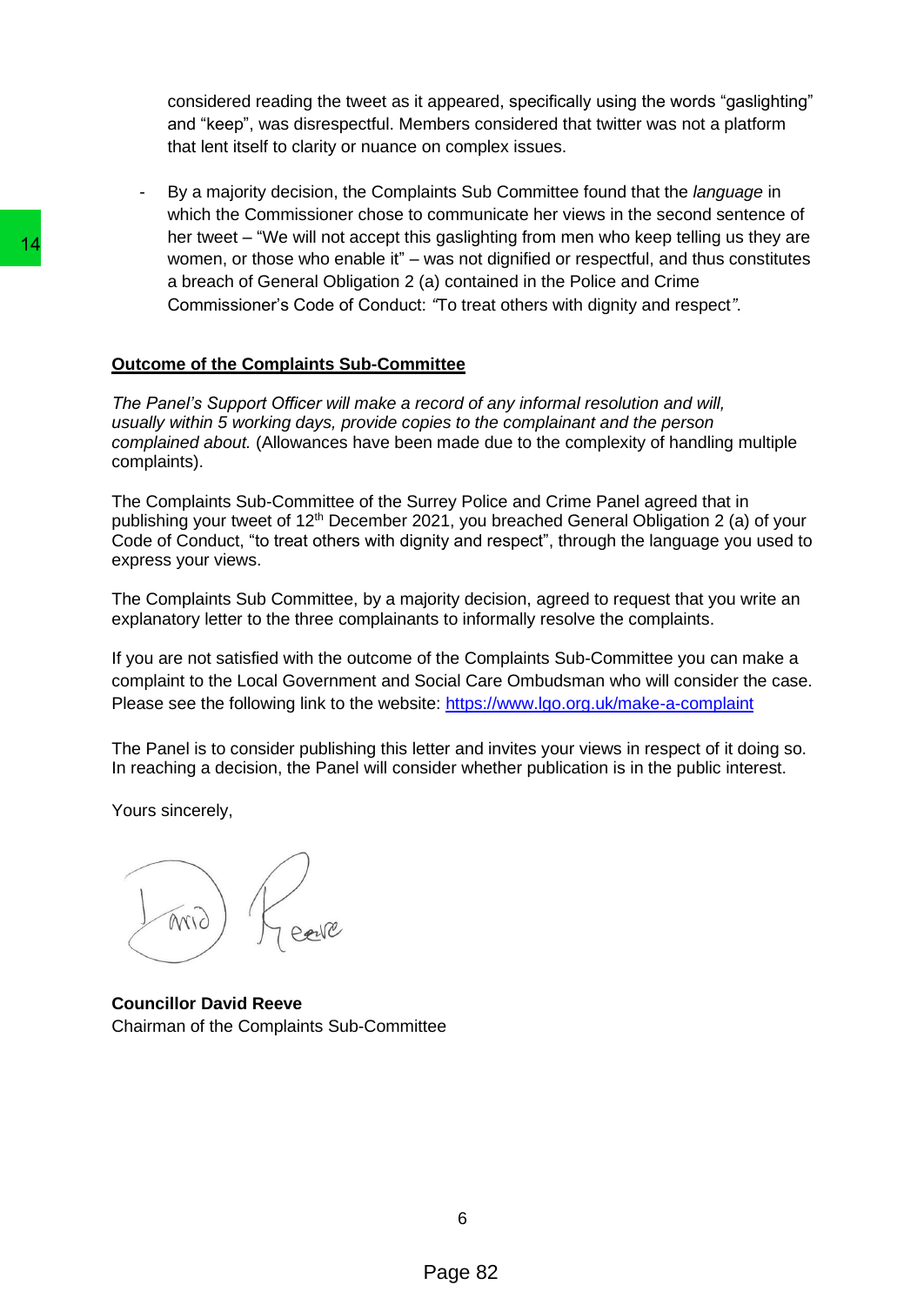considered reading the tweet as it appeared, specifically using the words "gaslighting" and "keep", was disrespectful. Members considered that twitter was not a platform that lent itself to clarity or nuance on complex issues.

- By a majority decision, the Complaints Sub Committee found that the *language* in which the Commissioner chose to communicate her views in the second sentence of her tweet – "We will not accept this gaslighting from men who keep telling us they are women, or those who enable it" – was not dignified or respectful, and thus constitutes a breach of General Obligation 2 (a) contained in the Police and Crime Commissioner's Code of Conduct: *"To treat others with dignity and respect"*.

**Outcome of the Complaints Sub-Committee**

*The Panel's Support Officer will make a record of any informal resolution and will, usually within 5 working days, provide copies to the complainant and the person complained about.* (Allowances have been made due to the complexity of handling multiple complaints).

The Complaints Sub-Committee of the Surrey Police and Crime Panel agreed that in publishing your tweet of 12th December 2021, you breached General Obligation 2 (a) of your Code of Conduct, "to treat others with dignity and respect", through the language you used to express your views.

The Complaints Sub Committee, by a majority decision, agreed to request that you write an explanatory letter to the three complainants to informally resolve the complaints.

If you are not satisfied with the outcome of the Complaints Sub-Committee you can make a complaint to the Local Government and Social Care Ombudsman who will consider the case. Please see the following link to the website: https://www.lgo.org.uk/make-a-complaint

The Panel is to consider publishing this letter and invites your views in respect of it doing so. In reaching a decision, the Panel will consider whether publication is in the public interest.

Yours sincerely,

**Councillor David Reeve**
Chairman of the Complaints Sub-Committee